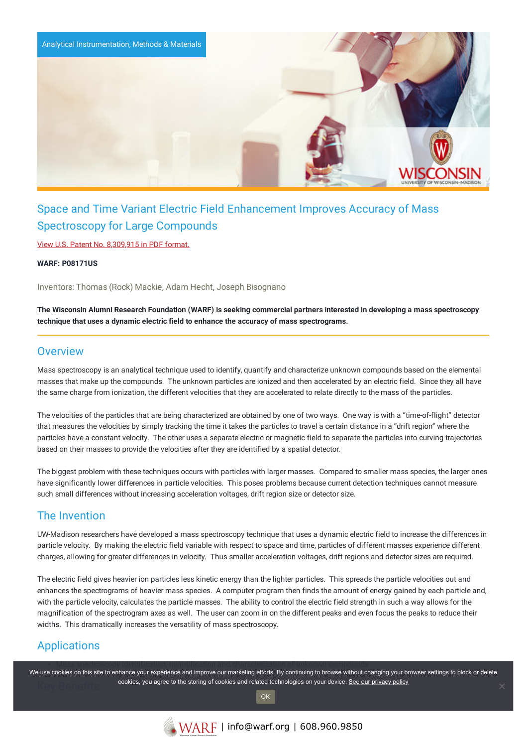Analytical Instrumentation, Methods & Materials

# Space and Time Variant Electric Field Enhancement Improves Accuracy of Mass Spectroscopy for Large Compounds

View U.S. Patent No. 8,309,915 in PDF format.

**WARF: P08171US**

Inventors: Thomas (Rock) Mackie, Adam Hecht, Joseph Bisognano

**The Wisconsin Alumni Research Foundation (WARF) is seeking commercial partners interested in developing a mass spectroscopy technique that uses a dynamic electric field to enhance the accuracy of mass spectrograms.**

## Overview

Mass spectroscopy is an analytical technique used to identify, quantify and characterize unknown compounds based on the elemental masses that make up the compounds. The unknown particles are ionized and then accelerated by an electric field. Since they all have the same charge from ionization, the different velocities that they are accelerated to relate directly to the mass of the particles.

The velocities of the particles that are being characterized are obtained by one of two ways. One way is with a "time-of-flight" detector that measures the velocities by simply tracking the time it takes the particles to travel a certain distance in a "drift region" where the particles have a constant velocity. The other uses a separate electric or magnetic field to separate the particles into curving trajectories based on their masses to provide the velocities after they are identified by a spatial detector.

The biggest problem with these techniques occurs with particles with larger masses. Compared to smaller mass species, the larger ones have significantly lower differences in particle velocities. This poses problems because current detection techniques cannot measure such small differences without increasing acceleration voltages, drift region size or detector size.

## The Invention

UW-Madison researchers have developed a mass spectroscopy technique that uses a dynamic electric field to increase the differences in particle velocity. By making the electric field variable with respect to space and time, particles of different masses experience different charges, allowing for greater differences in velocity. Thus smaller acceleration voltages, drift regions and detector sizes are required.

The electric field gives heavier ion particles less kinetic energy than the lighter particles. This spreads the particle velocities out and enhances the spectrograms of heavier mass species. A computer program then finds the amount of energy gained by each particle and, with the particle velocity, calculates the particle masses. The ability to control the electric field strength in such a way allows for the magnification of the spectrogram axes as well. The user can zoom in on the different peaks and even focus the peaks to reduce their widths. This dramatically increases the versatility of mass spectroscopy.

## Applications

- Mass spectroscopy identification, quantification and characterization of unknown compounds

## Key Benefits

We use cookies on this site to enhance your experience and improve our marketing efforts. By continuing to browse without changing your browser settings to block or delete cookies, you agree to the storing of cookies and related technologies on your device. See our privacy policy

OK

WARF | info@warf.org | 608.960.9850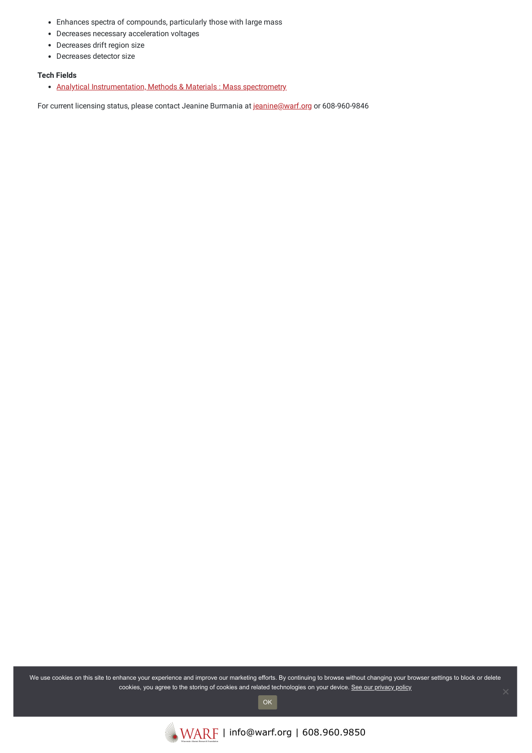- Enhances spectra of compounds, particularly those with large mass
- Decreases necessary acceleration voltages
- Decreases drift region size
- Decreases detector size

**Tech Fields**

- Analytical Instrumentation, Methods & Materials : Mass spectrometry

For current licensing status, please contact Jeanine Burmania at jeanine@warf.org or 608-960-9846